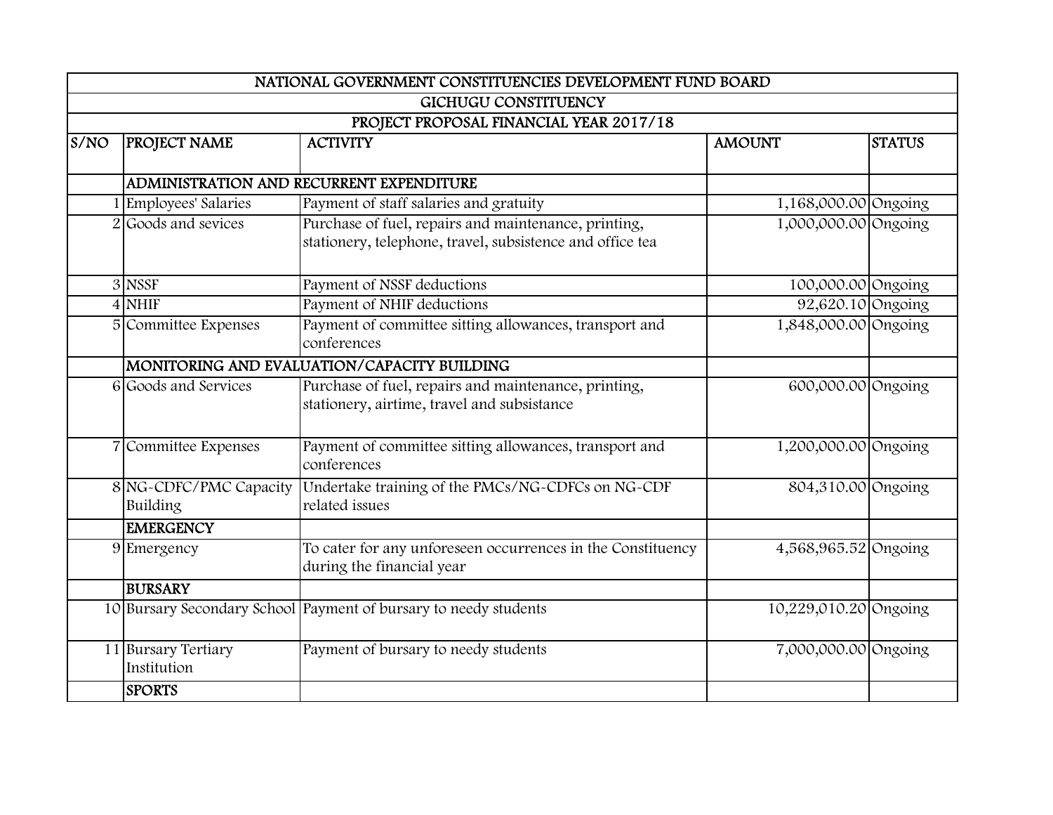| NATIONAL GOVERNMENT CONSTITUENCIES DEVELOPMENT FUND BOARD | | | | |
|---|---|---|---|---|
| GICHUGU CONSTITUENCY | | | | |
| PROJECT PROPOSAL FINANCIAL YEAR 2017/18 | | | | |
| S/NO | PROJECT NAME | ACTIVITY | AMOUNT | STATUS |
| | ADMINISTRATION AND RECURRENT EXPENDITURE | | | |
| 1 | Employees' Salaries | Payment of staff salaries and gratuity | 1,168,000.00 | Ongoing |
| 2 | Goods and sevices | Purchase of fuel, repairs and maintenance, printing, stationery, telephone, travel, subsistence and office tea | 1,000,000.00 | Ongoing |
| 3 | NSSF | Payment of NSSF deductions | 100,000.00 | Ongoing |
| 4 | NHIF | Payment of NHIF deductions | 92,620.10 | Ongoing |
| 5 | Committee Expenses | Payment of committee sitting allowances, transport and conferences | 1,848,000.00 | Ongoing |
| | MONITORING AND EVALUATION/CAPACITY BUILDING | | | |
| 6 | Goods and Services | Purchase of fuel, repairs and maintenance, printing, stationery, airtime, travel and subsistance | 600,000.00 | Ongoing |
| 7 | Committee Expenses | Payment of committee sitting allowances, transport and conferences | 1,200,000.00 | Ongoing |
| 8 | NG-CDFC/PMC Capacity Building | Undertake training of the PMCs/NG-CDFCs on NG-CDF related issues | 804,310.00 | Ongoing |
| | EMERGENCY | | | |
| 9 | Emergency | To cater for any unforeseen occurrences in the Constituency during the financial year | 4,568,965.52 | Ongoing |
| | BURSARY | | | |
| 10 | Bursary Secondary School | Payment of bursary to needy students | 10,229,010.20 | Ongoing |
| 11 | Bursary Tertiary Institution | Payment of bursary to needy students | 7,000,000.00 | Ongoing |
| | SPORTS | | | |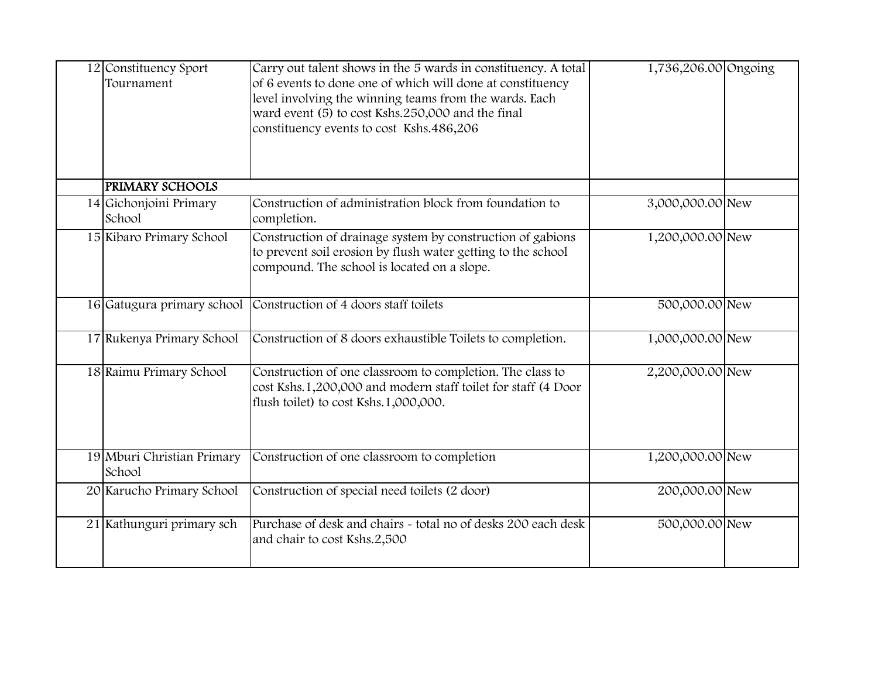| | | | | |
|---|---|---|---|---|
| 12 | Constituency Sport Tournament | Carry out talent shows in the 5 wards in constituency. A total of 6 events to done one of which will done at constituency level involving the winning teams from the wards. Each ward event (5) to cost Kshs.250,000 and the final constituency events to cost Kshs.486,206 | 1,736,206.00 | Ongoing |
| | **PRIMARY SCHOOLS** | | | |
| 14 | Gichonjoini Primary School | Construction of administration block from foundation to completion. | 3,000,000.00 | New |
| 15 | Kibaro Primary School | Construction of drainage system by construction of gabions to prevent soil erosion by flush water getting to the school compound. The school is located on a slope. | 1,200,000.00 | New |
| 16 | Gatugura primary school | Construction of 4 doors staff toilets | 500,000.00 | New |
| 17 | Rukenya Primary School | Construction of 8 doors exhaustible Toilets to completion. | 1,000,000.00 | New |
| 18 | Raimu Primary School | Construction of one classroom to completion. The class to cost Kshs.1,200,000 and modern staff toilet for staff (4 Door flush toilet) to cost Kshs.1,000,000. | 2,200,000.00 | New |
| 19 | Mburi Christian Primary School | Construction of one classroom to completion | 1,200,000.00 | New |
| 20 | Karucho Primary School | Construction of special need toilets (2 door) | 200,000.00 | New |
| 21 | Kathunguri primary sch | Purchase of desk and chairs - total no of desks 200 each desk and chair to cost Kshs.2,500 | 500,000.00 | New |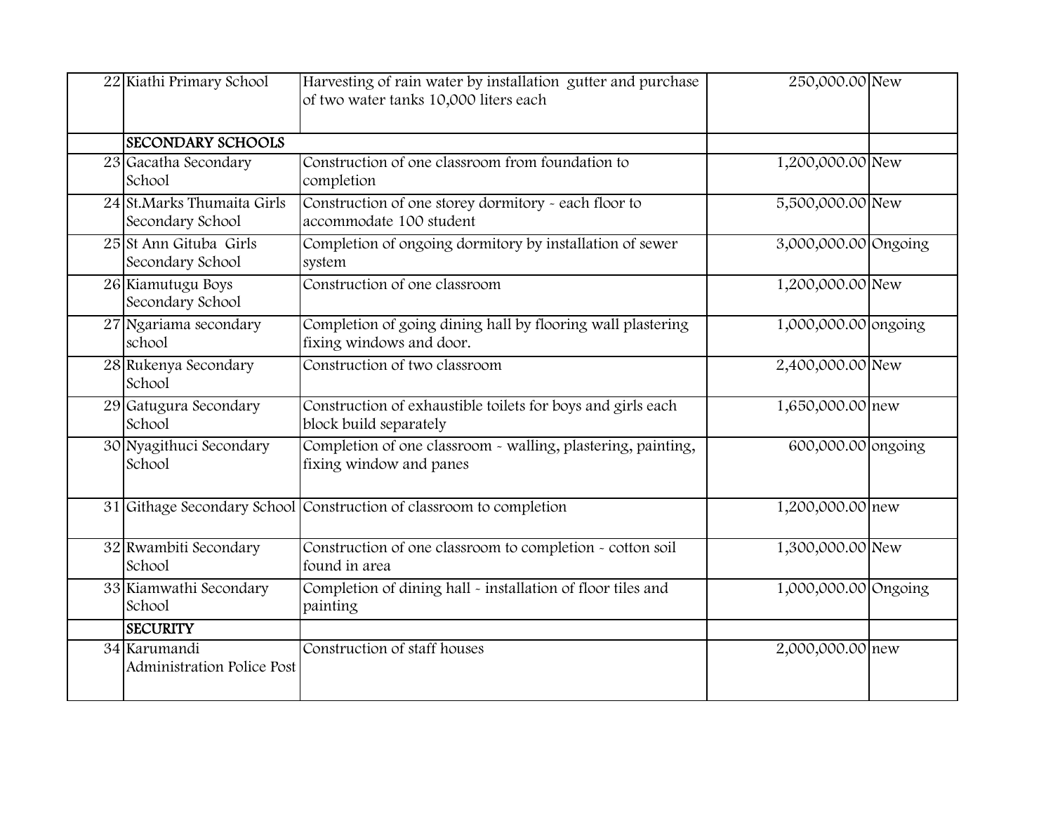| | | | | |
|---|---|---|---|---|
| 22 | Kiathi Primary School | Harvesting of rain water by installation gutter and purchase of two water tanks 10,000 liters each | 250,000.00 | New |
| | **SECONDARY SCHOOLS** | | | |
| 23 | Gacatha Secondary School | Construction of one classroom from foundation to completion | 1,200,000.00 | New |
| 24 | St.Marks Thumaita Girls Secondary School | Construction of one storey dormitory - each floor to accommodate 100 student | 5,500,000.00 | New |
| 25 | St Ann Gituba Girls Secondary School | Completion of ongoing dormitory by installation of sewer system | 3,000,000.00 | Ongoing |
| 26 | Kiamutugu Boys Secondary School | Construction of one classroom | 1,200,000.00 | New |
| 27 | Ngariama secondary school | Completion of going dining hall by flooring wall plastering fixing windows and door. | 1,000,000.00 | ongoing |
| 28 | Rukenya Secondary School | Construction of two classroom | 2,400,000.00 | New |
| 29 | Gatugura Secondary School | Construction of exhaustible toilets for boys and girls each block build separately | 1,650,000.00 | new |
| 30 | Nyagithuci Secondary School | Completion of one classroom - walling, plastering, painting, fixing window and panes | 600,000.00 | ongoing |
| 31 | Githage Secondary School | Construction of classroom to completion | 1,200,000.00 | new |
| 32 | Rwambiti Secondary School | Construction of one classroom to completion - cotton soil found in area | 1,300,000.00 | New |
| 33 | Kiamwathi Secondary School | Completion of dining hall - installation of floor tiles and painting | 1,000,000.00 | Ongoing |
| | **SECURITY** | | | |
| 34 | Karumandi Administration Police Post | Construction of staff houses | 2,000,000.00 | new |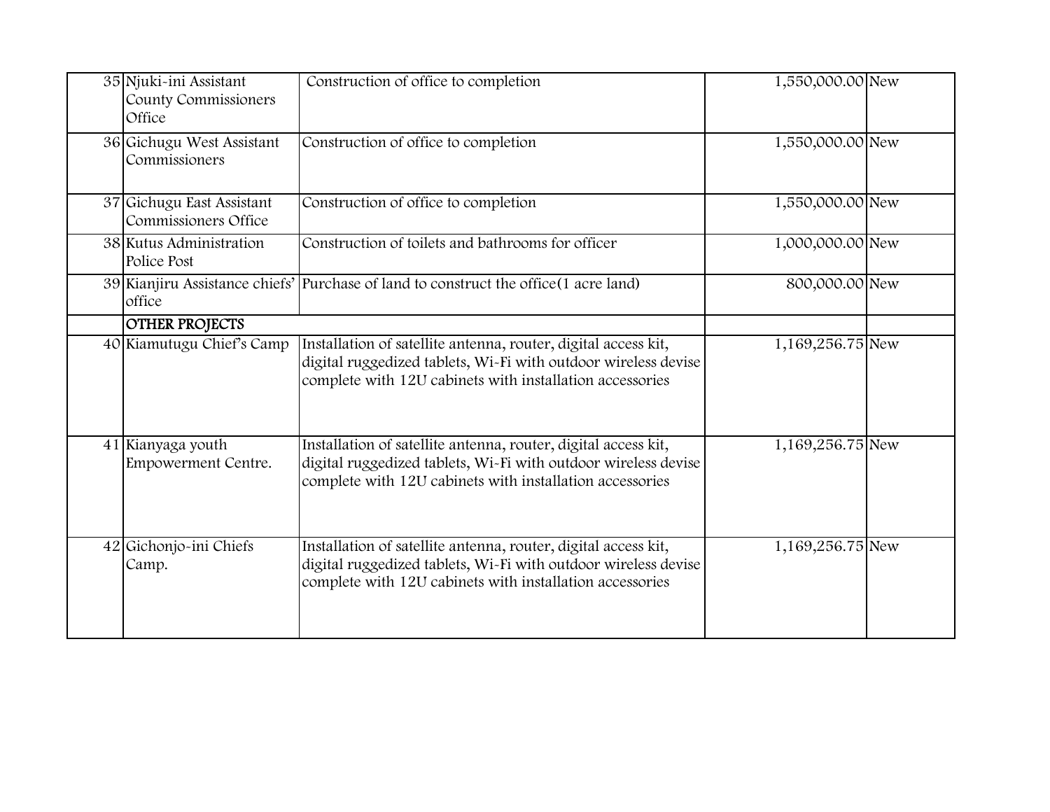| | | | | |
|---|---|---|---|---|
| 35 | Njuki-ini Assistant County Commissioners Office | Construction of office to completion | 1,550,000.00 | New |
| 36 | Gichugu West Assistant Commissioners | Construction of office to completion | 1,550,000.00 | New |
| 37 | Gichugu East Assistant Commissioners Office | Construction of office to completion | 1,550,000.00 | New |
| 38 | Kutus Administration Police Post | Construction of toilets and bathrooms for officer | 1,000,000.00 | New |
| 39 | Kianjiru Assistance chiefs' office | Purchase of land to construct the office(1 acre land) | 800,000.00 | New |
| | **OTHER PROJECTS** | | | |
| 40 | Kiamutugu Chief's Camp | Installation of satellite antenna, router, digital access kit, digital ruggedized tablets, Wi-Fi with outdoor wireless devise complete with 12U cabinets with installation accessories | 1,169,256.75 | New |
| 41 | Kianyaga youth Empowerment Centre. | Installation of satellite antenna, router, digital access kit, digital ruggedized tablets, Wi-Fi with outdoor wireless devise complete with 12U cabinets with installation accessories | 1,169,256.75 | New |
| 42 | Gichonjo-ini Chiefs Camp. | Installation of satellite antenna, router, digital access kit, digital ruggedized tablets, Wi-Fi with outdoor wireless devise complete with 12U cabinets with installation accessories | 1,169,256.75 | New |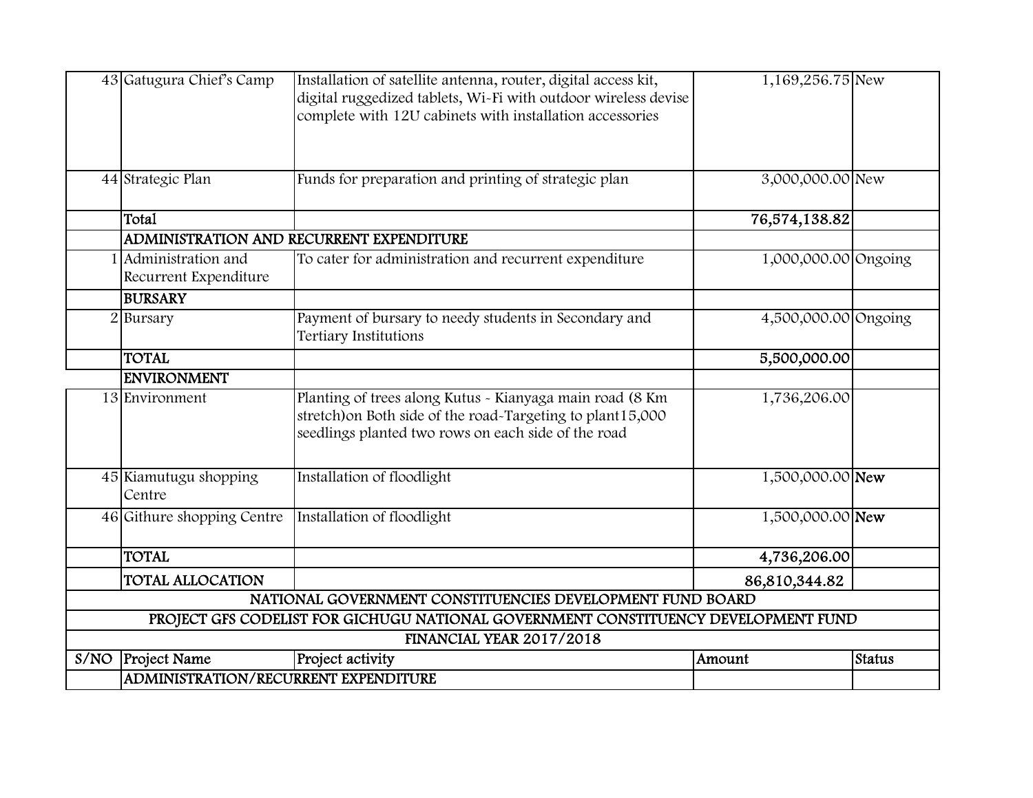| | | | | |
|---|---|---|---|---|
| 43 | Gatugura Chief's Camp | Installation of satellite antenna, router, digital access kit, digital ruggedized tablets, Wi-Fi with outdoor wireless devise complete with 12U cabinets with installation accessories | 1,169,256.75 | New |
| 44 | Strategic Plan | Funds for preparation and printing of strategic plan | 3,000,000.00 | New |
| | **Total** | | **76,574,138.82** | |
| | **ADMINISTRATION AND RECURRENT EXPENDITURE** | | | |
| 1 | Administration and Recurrent Expenditure | To cater for administration and recurrent expenditure | 1,000,000.00 | Ongoing |
| | **BURSARY** | | | |
| 2 | Bursary | Payment of bursary to needy students in Secondary and Tertiary Institutions | 4,500,000.00 | Ongoing |
| | **TOTAL** | | **5,500,000.00** | |
| | **ENVIRONMENT** | | | |
| 13 | Environment | Planting of trees along Kutus - Kianyaga main road (8 Km stretch)on Both side of the road-Targeting to plant15,000 seedlings planted two rows on each side of the road | 1,736,206.00 | |
| 45 | Kiamutugu shopping Centre | Installation of floodlight | 1,500,000.00 | **New** |
| 46 | Githure shopping Centre | Installation of floodlight | 1,500,000.00 | **New** |
| | **TOTAL** | | **4,736,206.00** | |
| | **TOTAL ALLOCATION** | | **86,810,344.82** | |

**NATIONAL GOVERNMENT CONSTITUENCIES DEVELOPMENT FUND BOARD**

**PROJECT GFS CODELIST FOR GICHUGU NATIONAL GOVERNMENT CONSTITUENCY DEVELOPMENT FUND**

**FINANCIAL YEAR 2017/2018**

| S/NO | Project Name | Project activity | Amount | Status |
|---|---|---|---|---|
| | **ADMINISTRATION/RECURRENT EXPENDITURE** | | | |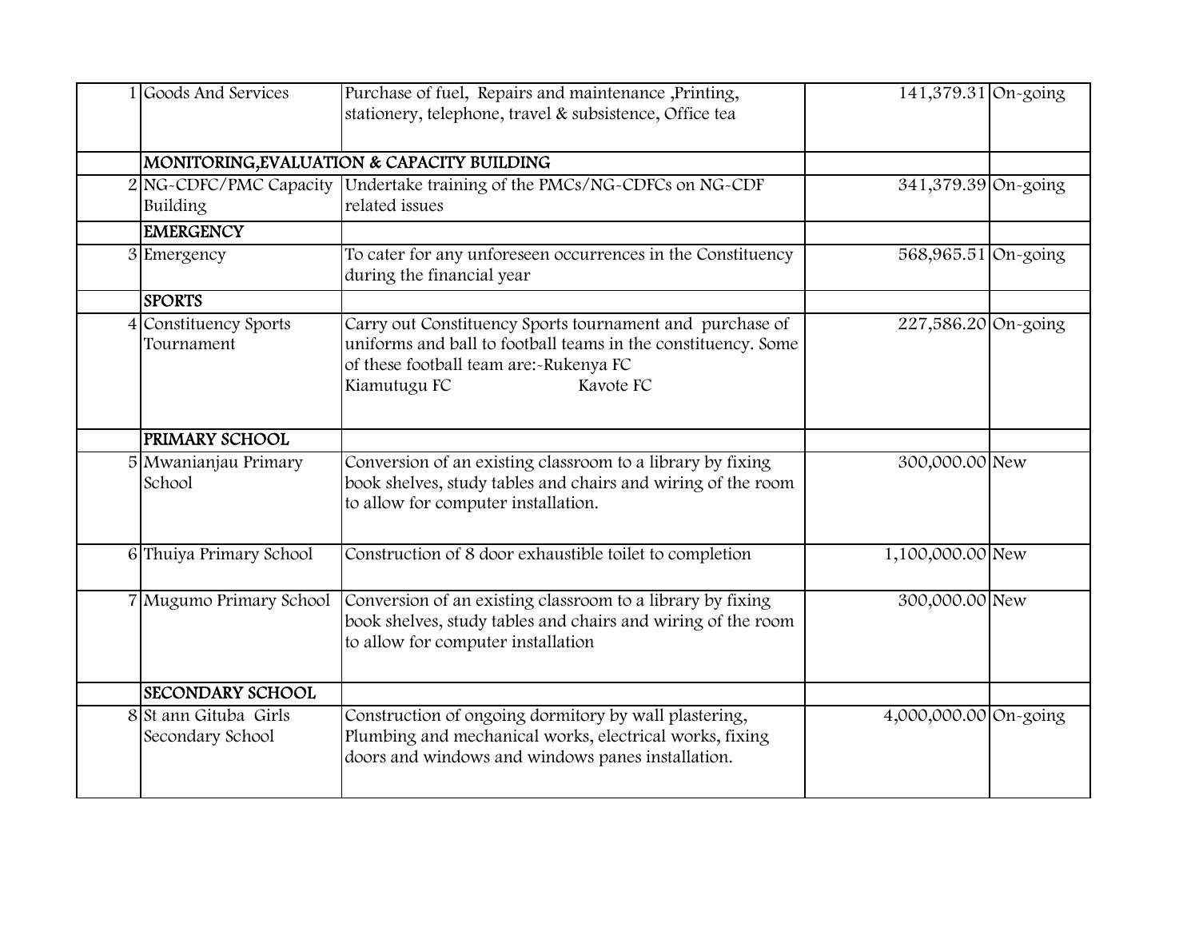| | | | | |
|---|---|---|---|---|
| 1 | Goods And Services | Purchase of fuel, Repairs and maintenance ,Printing, stationery, telephone, travel & subsistence, Office tea | 141,379.31 | On-going |
| | **MONITORING,EVALUATION & CAPACITY BUILDING** | | | |
| 2 | NG-CDFC/PMC Capacity Building | Undertake training of the PMCs/NG-CDFCs on NG-CDF related issues | 341,379.39 | On-going |
| | **EMERGENCY** | | | |
| 3 | Emergency | To cater for any unforeseen occurrences in the Constituency during the financial year | 568,965.51 | On-going |
| | **SPORTS** | | | |
| 4 | Constituency Sports Tournament | Carry out Constituency Sports tournament and purchase of uniforms and ball to football teams in the constituency. Some of these football team are:-Rukenya FC Kiamutugu FC Kavote FC | 227,586.20 | On-going |
| | **PRIMARY SCHOOL** | | | |
| 5 | Mwanianjau Primary School | Conversion of an existing classroom to a library by fixing book shelves, study tables and chairs and wiring of the room to allow for computer installation. | 300,000.00 | New |
| 6 | Thuiya Primary School | Construction of 8 door exhaustible toilet to completion | 1,100,000.00 | New |
| 7 | Mugumo Primary School | Conversion of an existing classroom to a library by fixing book shelves, study tables and chairs and wiring of the room to allow for computer installation | 300,000.00 | New |
| | **SECONDARY SCHOOL** | | | |
| 8 | St ann Gituba Girls Secondary School | Construction of ongoing dormitory by wall plastering, Plumbing and mechanical works, electrical works, fixing doors and windows and windows panes installation. | 4,000,000.00 | On-going |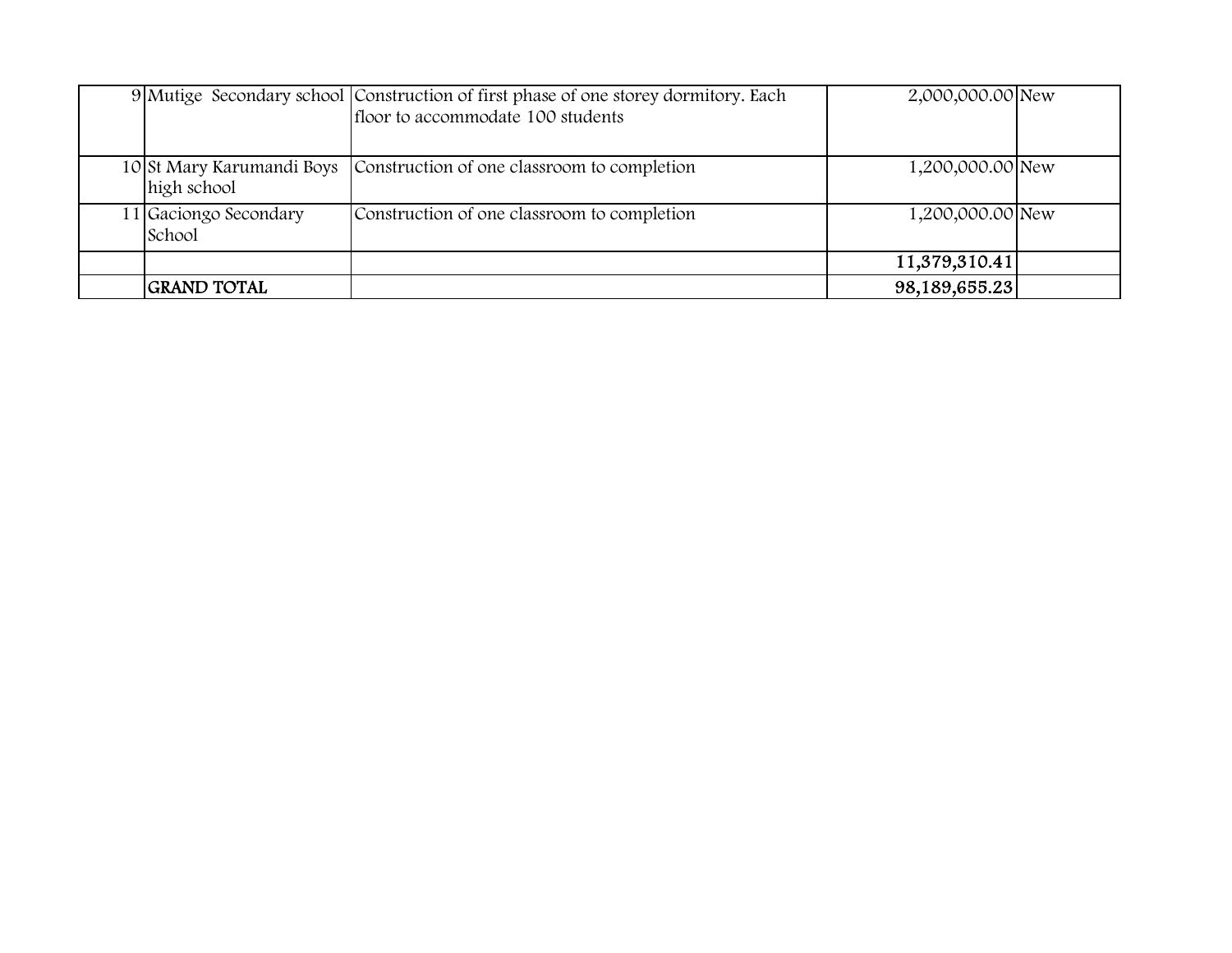| | | | | |
|---|---|---|---|---|
| 9 | Mutige Secondary school | Construction of first phase of one storey dormitory. Each floor to accommodate 100 students | 2,000,000.00 | New |
| 10 | St Mary Karumandi Boys high school | Construction of one classroom to completion | 1,200,000.00 | New |
| 11 | Gaciongo Secondary School | Construction of one classroom to completion | 1,200,000.00 | New |
| | | | **11,379,310.41** | |
| | **GRAND TOTAL** | | **98,189,655.23** | |